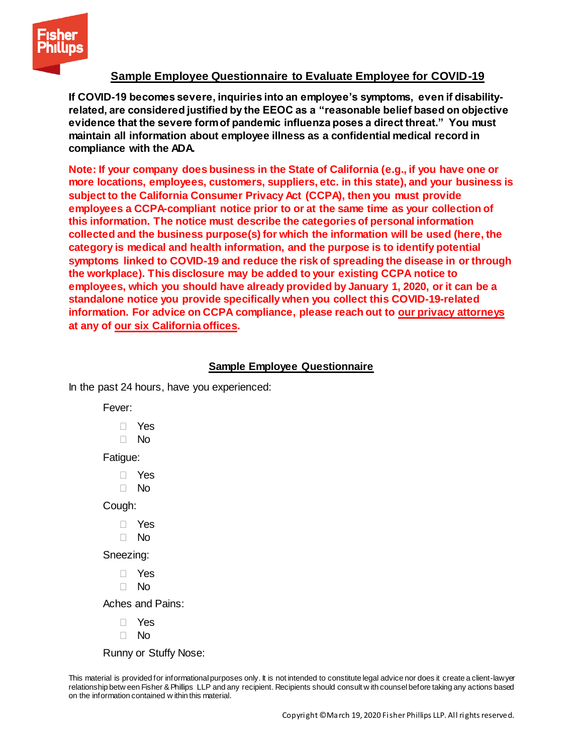## Sample Employee Questionnaire to Evaluate Employee for COVID-19

**If COVID-19 becomes severe, inquiries into an employee's symptoms, even if disability-related, are considered justified by the EEOC as a "reasonable belief based on objective evidence that the severe form of pandemic influenza poses a direct threat." You must maintain all information about employee illness as a confidential medical record in compliance with the ADA.**

**Note: If your company does business in the State of California (e.g., if you have one or more locations, employees, customers, suppliers, etc. in this state), and your business is subject to the California Consumer Privacy Act (CCPA), then you must provide employees a CCPA-compliant notice prior to or at the same time as your collection of this information. The notice must describe the categories of personal information collected and the business purpose(s) for which the information will be used (here, the category is medical and health information, and the purpose is to identify potential symptoms linked to COVID-19 and reduce the risk of spreading the disease in or through the workplace). This disclosure may be added to your existing CCPA notice to employees, which you should have already provided by January 1, 2020, or it can be a standalone notice you provide specifically when you collect this COVID-19-related information. For advice on CCPA compliance, please reach out to our privacy attorneys at any of our six California offices.**

### Sample Employee Questionnaire

In the past 24 hours, have you experienced:

Fever:

- ☐ Yes
- ☐ No

Fatigue:

- ☐ Yes
- ☐ No

Cough:

- ☐ Yes
- ☐ No

Sneezing:

- ☐ Yes
- ☐ No

Aches and Pains:

- ☐ Yes
- ☐ No

Runny or Stuffy Nose:

This material is provided for informational purposes only. It is not intended to constitute legal advice nor does it create a client-lawyer relationship between Fisher & Phillips LLP and any recipient. Recipients should consult with counsel before taking any actions based on the information contained within this material.

Copyright ©March 19, 2020 Fisher Phillips LLP. All rights reserved.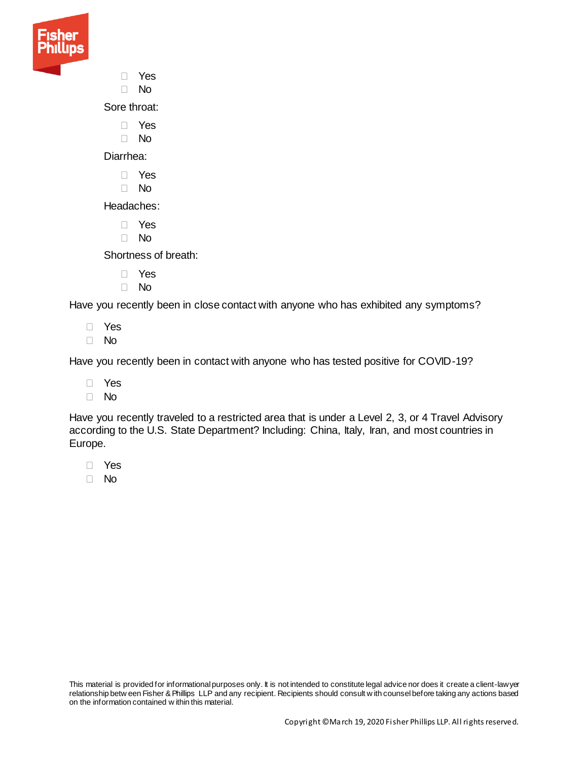- ☐ Yes
- ☐ No

Sore throat:

- ☐ Yes
- ☐ No

Diarrhea:

- ☐ Yes
- ☐ No

Headaches:

- ☐ Yes
- ☐ No

Shortness of breath:

- ☐ Yes
- ☐ No

Have you recently been in close contact with anyone who has exhibited any symptoms?

- ☐ Yes
- ☐ No

Have you recently been in contact with anyone who has tested positive for COVID-19?

- ☐ Yes
- ☐ No

Have you recently traveled to a restricted area that is under a Level 2, 3, or 4 Travel Advisory according to the U.S. State Department? Including: China, Italy, Iran, and most countries in Europe.

- ☐ Yes
- ☐ No

This material is provided for informational purposes only. It is not intended to constitute legal advice nor does it create a client-lawyer relationship between Fisher & Phillips LLP and any recipient. Recipients should consult with counsel before taking any actions based on the information contained within this material.

Copyright © March 19, 2020 Fisher Phillips LLP. All rights reserved.